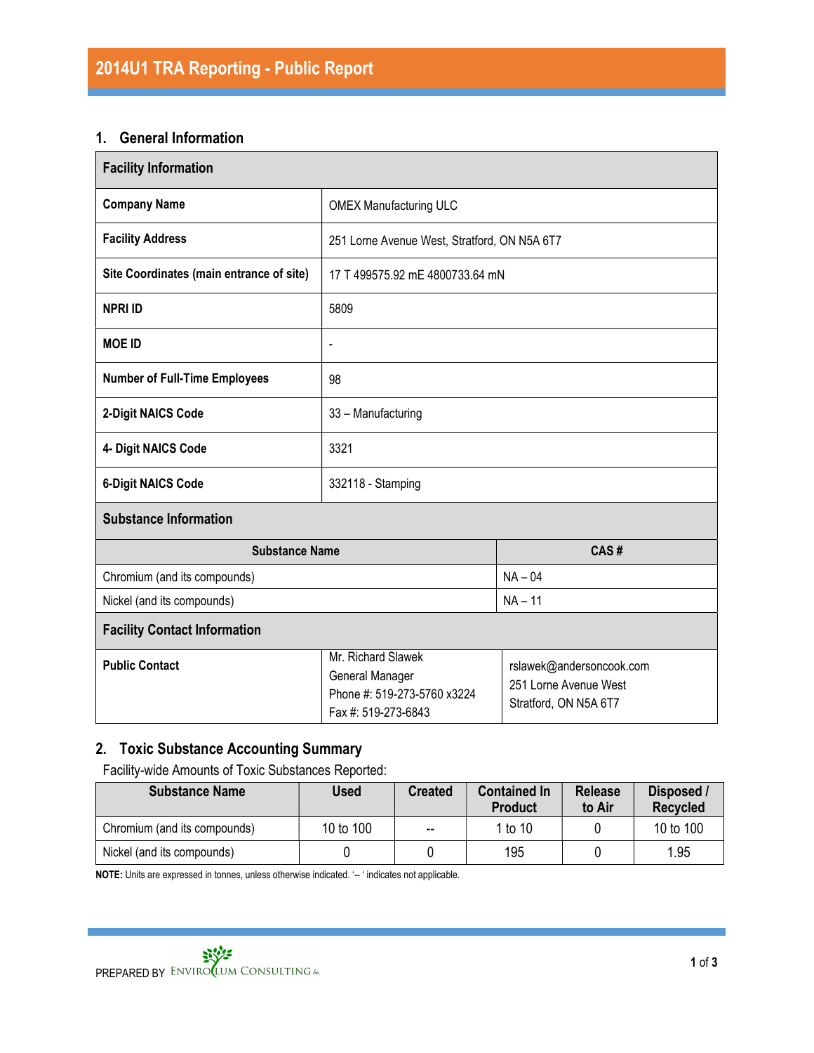# 2014U1 TRA Reporting - Public Report

## 1. General Information

| Facility Information | |
|---|---|
| **Company Name** | OMEX Manufacturing ULC |
| **Facility Address** | 251 Lorne Avenue West, Stratford, ON N5A 6T7 |
| **Site Coordinates (main entrance of site)** | 17 T 499575.92 mE 4800733.64 mN |
| **NPRI ID** | 5809 |
| **MOE ID** | - |
| **Number of Full-Time Employees** | 98 |
| **2-Digit NAICS Code** | 33 – Manufacturing |
| **4- Digit NAICS Code** | 3321 |
| **6-Digit NAICS Code** | 332118 - Stamping |

**Substance Information**

| Substance Name | CAS # |
|---|---|
| Chromium (and its compounds) | NA – 04 |
| Nickel (and its compounds) | NA – 11 |

**Facility Contact Information**

| | | |
|---|---|---|
| **Public Contact** | Mr. Richard Slawek<br>General Manager<br>Phone #: 519-273-5760 x3224<br>Fax #: 519-273-6843 | rslawek@andersoncook.com<br>251 Lorne Avenue West<br>Stratford, ON N5A 6T7 |

## 2. Toxic Substance Accounting Summary

Facility-wide Amounts of Toxic Substances Reported:

| Substance Name | Used | Created | Contained In Product | Release to Air | Disposed / Recycled |
|---|---|---|---|---|---|
| Chromium (and its compounds) | 10 to 100 | -- | 1 to 10 | 0 | 10 to 100 |
| Nickel (and its compounds) | 0 | 0 | 195 | 0 | 1.95 |

**NOTE:** Units are expressed in tonnes, unless otherwise indicated. '– ' indicates not applicable.

PREPARED BY ENVIROCLUM CONSULTING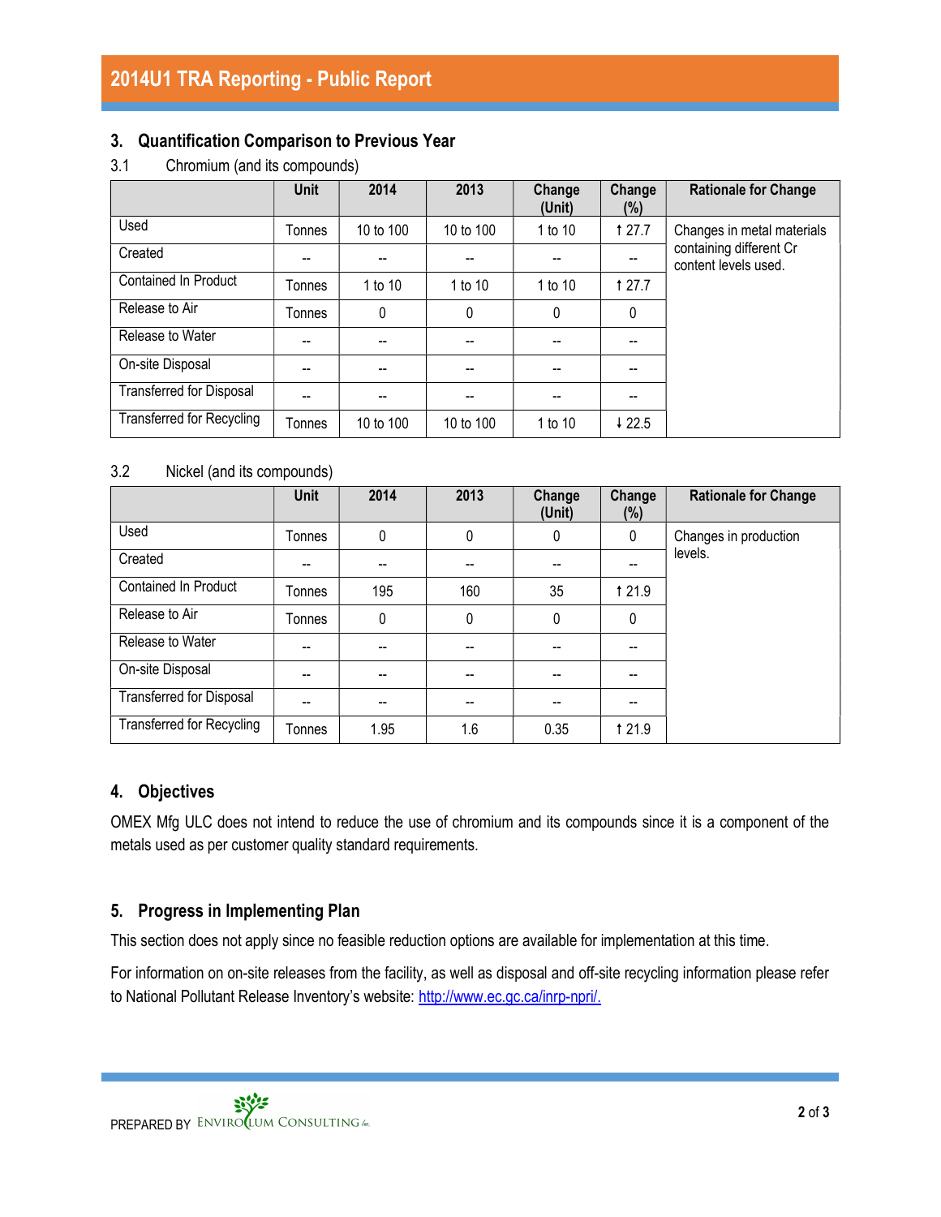## 3. Quantification Comparison to Previous Year

### 3.1 Chromium (and its compounds)

| | Unit | 2014 | 2013 | Change (Unit) | Change (%) | Rationale for Change |
|---|---|---|---|---|---|---|
| Used | Tonnes | 10 to 100 | 10 to 100 | 1 to 10 | ↑ 27.7 | Changes in metal materials containing different Cr content levels used. |
| Created | -- | -- | -- | -- | -- | |
| Contained In Product | Tonnes | 1 to 10 | 1 to 10 | 1 to 10 | ↑ 27.7 | |
| Release to Air | Tonnes | 0 | 0 | 0 | 0 | |
| Release to Water | -- | -- | -- | -- | -- | |
| On-site Disposal | -- | -- | -- | -- | -- | |
| Transferred for Disposal | -- | -- | -- | -- | -- | |
| Transferred for Recycling | Tonnes | 10 to 100 | 10 to 100 | 1 to 10 | ↓ 22.5 | |

### 3.2 Nickel (and its compounds)

| | Unit | 2014 | 2013 | Change (Unit) | Change (%) | Rationale for Change |
|---|---|---|---|---|---|---|
| Used | Tonnes | 0 | 0 | 0 | 0 | Changes in production levels. |
| Created | -- | -- | -- | -- | -- | |
| Contained In Product | Tonnes | 195 | 160 | 35 | ↑ 21.9 | |
| Release to Air | Tonnes | 0 | 0 | 0 | 0 | |
| Release to Water | -- | -- | -- | -- | -- | |
| On-site Disposal | -- | -- | -- | -- | -- | |
| Transferred for Disposal | -- | -- | -- | -- | -- | |
| Transferred for Recycling | Tonnes | 1.95 | 1.6 | 0.35 | ↑ 21.9 | |

## 4. Objectives

OMEX Mfg ULC does not intend to reduce the use of chromium and its compounds since it is a component of the metals used as per customer quality standard requirements.

## 5. Progress in Implementing Plan

This section does not apply since no feasible reduction options are available for implementation at this time.

For information on on-site releases from the facility, as well as disposal and off-site recycling information please refer to National Pollutant Release Inventory's website: http://www.ec.gc.ca/inrp-npri/.

PREPARED BY ENVIROCLUM CONSULTING Inc.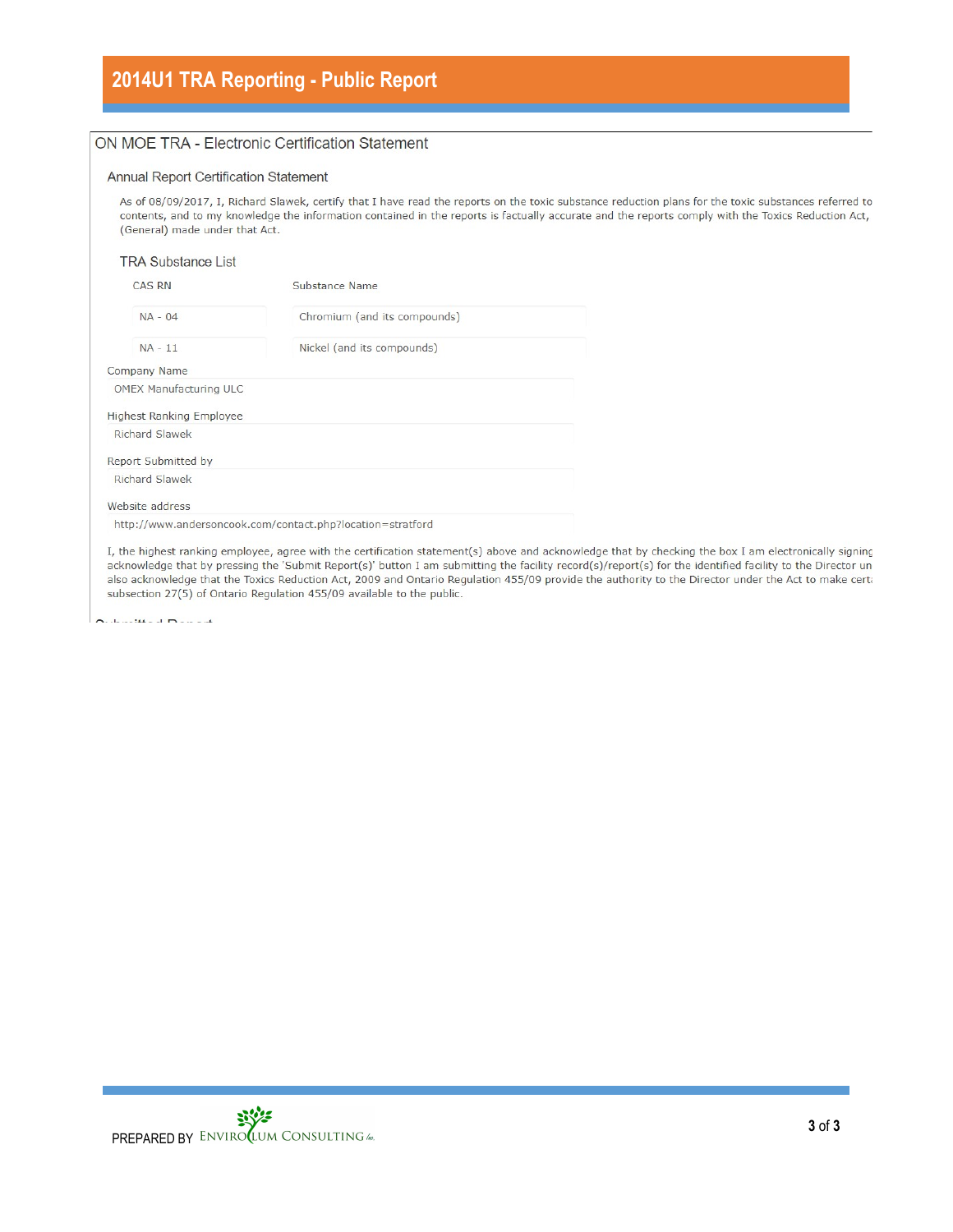# 2014U1 TRA Reporting - Public Report

## ON MOE TRA - Electronic Certification Statement

### Annual Report Certification Statement

As of 08/09/2017, I, Richard Slawek, certify that I have read the reports on the toxic substance reduction plans for the toxic substances referred to contents, and to my knowledge the information contained in the reports is factually accurate and the reports comply with the Toxics Reduction Act, (General) made under that Act.

#### TRA Substance List

| CAS RN | Substance Name |
|---|---|
| NA - 04 | Chromium (and its compounds) |
| NA - 11 | Nickel (and its compounds) |

Company Name

OMEX Manufacturing ULC

Highest Ranking Employee

Richard Slawek

Report Submitted by

Richard Slawek

Website address

http://www.andersoncook.com/contact.php?location=stratford

I, the highest ranking employee, agree with the certification statement(s) above and acknowledge that by checking the box I am electronically signinc acknowledge that by pressing the 'Submit Report(s)' button I am submitting the facility record(s)/report(s) for the identified facility to the Director un also acknowledge that the Toxics Reduction Act, 2009 and Ontario Regulation 455/09 provide the authority to the Director under the Act to make cert subsection 27(5) of Ontario Regulation 455/09 available to the public.

PREPARED BY ENVIROCLUM CONSULTING Inc.